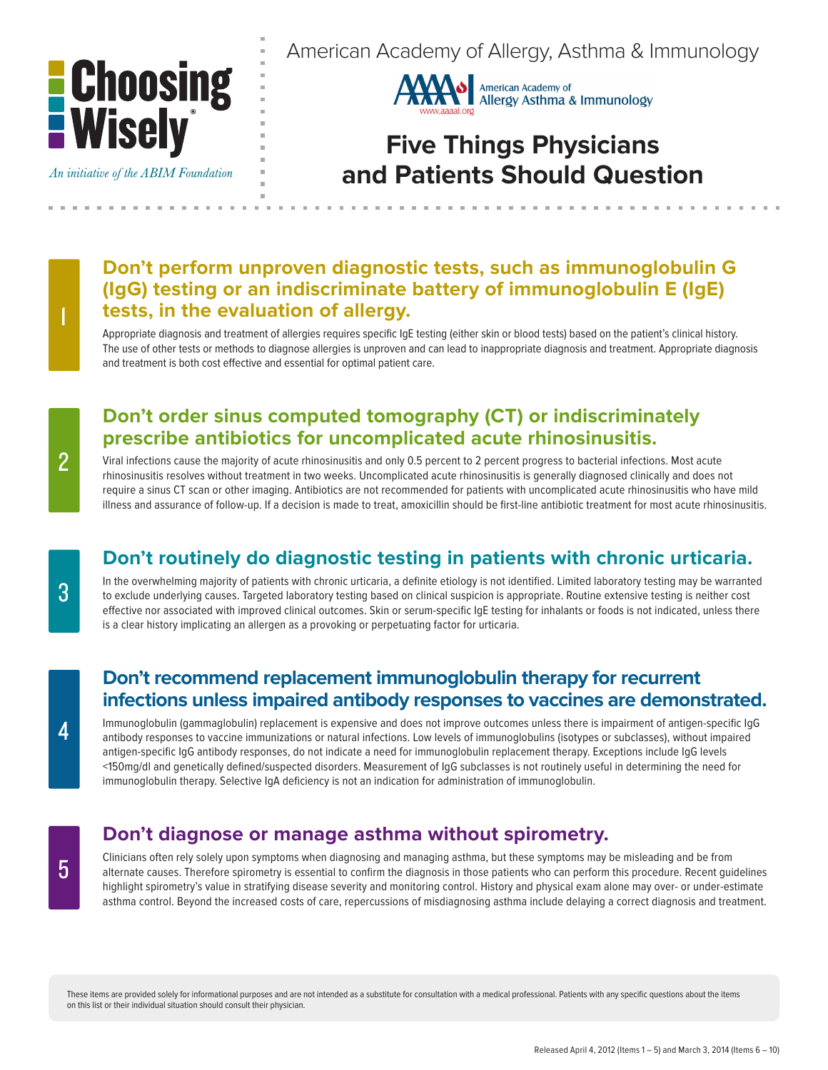Choosing Wisely®

*An initiative of the ABIM Foundation*

American Academy of Allergy, Asthma & Immunology

American Academy of Allergy Asthma & Immunology
www.aaaai.org

# Five Things Physicians and Patients Should Question

## 1

### Don't perform unproven diagnostic tests, such as immunoglobulin G (IgG) testing or an indiscriminate battery of immunoglobulin E (IgE) tests, in the evaluation of allergy.

Appropriate diagnosis and treatment of allergies requires specific IgE testing (either skin or blood tests) based on the patient's clinical history. The use of other tests or methods to diagnose allergies is unproven and can lead to inappropriate diagnosis and treatment. Appropriate diagnosis and treatment is both cost effective and essential for optimal patient care.

## 2

### Don't order sinus computed tomography (CT) or indiscriminately prescribe antibiotics for uncomplicated acute rhinosinusitis.

Viral infections cause the majority of acute rhinosinusitis and only 0.5 percent to 2 percent progress to bacterial infections. Most acute rhinosinusitis resolves without treatment in two weeks. Uncomplicated acute rhinosinusitis is generally diagnosed clinically and does not require a sinus CT scan or other imaging. Antibiotics are not recommended for patients with uncomplicated acute rhinosinusitis who have mild illness and assurance of follow-up. If a decision is made to treat, amoxicillin should be first-line antibiotic treatment for most acute rhinosinusitis.

## 3

### Don't routinely do diagnostic testing in patients with chronic urticaria.

In the overwhelming majority of patients with chronic urticaria, a definite etiology is not identified. Limited laboratory testing may be warranted to exclude underlying causes. Targeted laboratory testing based on clinical suspicion is appropriate. Routine extensive testing is neither cost effective nor associated with improved clinical outcomes. Skin or serum-specific IgE testing for inhalants or foods is not indicated, unless there is a clear history implicating an allergen as a provoking or perpetuating factor for urticaria.

## 4

### Don't recommend replacement immunoglobulin therapy for recurrent infections unless impaired antibody responses to vaccines are demonstrated.

Immunoglobulin (gammaglobulin) replacement is expensive and does not improve outcomes unless there is impairment of antigen-specific IgG antibody responses to vaccine immunizations or natural infections. Low levels of immunoglobulins (isotypes or subclasses), without impaired antigen-specific IgG antibody responses, do not indicate a need for immunoglobulin replacement therapy. Exceptions include IgG levels <150mg/dl and genetically defined/suspected disorders. Measurement of IgG subclasses is not routinely useful in determining the need for immunoglobulin therapy. Selective IgA deficiency is not an indication for administration of immunoglobulin.

## 5

### Don't diagnose or manage asthma without spirometry.

Clinicians often rely solely upon symptoms when diagnosing and managing asthma, but these symptoms may be misleading and be from alternate causes. Therefore spirometry is essential to confirm the diagnosis in those patients who can perform this procedure. Recent guidelines highlight spirometry's value in stratifying disease severity and monitoring control. History and physical exam alone may over- or under-estimate asthma control. Beyond the increased costs of care, repercussions of misdiagnosing asthma include delaying a correct diagnosis and treatment.

These items are provided solely for informational purposes and are not intended as a substitute for consultation with a medical professional. Patients with any specific questions about the items on this list or their individual situation should consult their physician.

Released April 4, 2012 (Items 1 – 5) and March 3, 2014 (Items 6 – 10)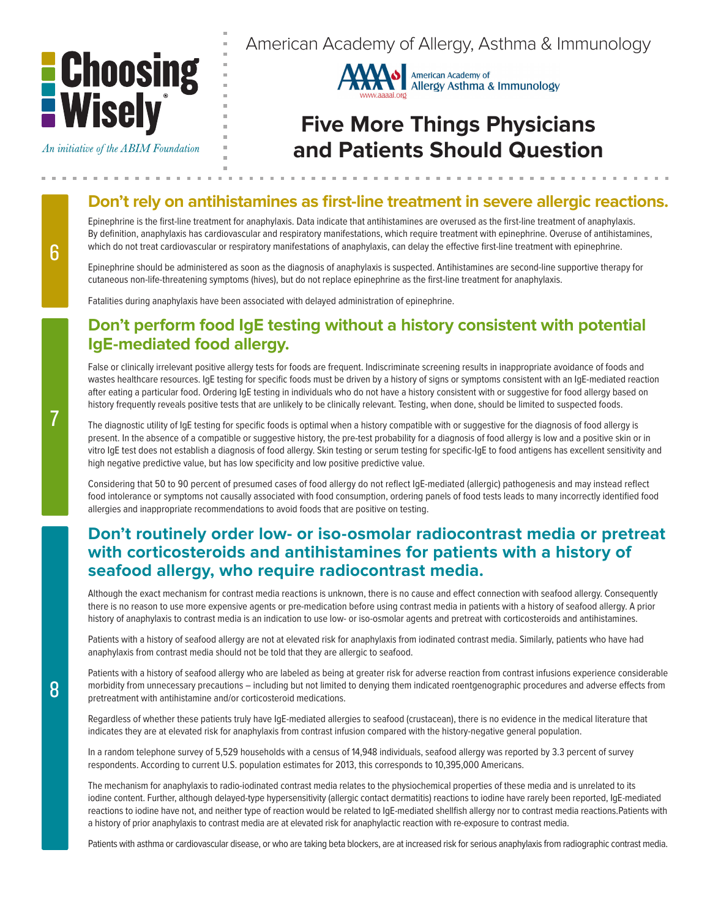American Academy of Allergy, Asthma & Immunology

# Five More Things Physicians and Patients Should Question

## 6 Don't rely on antihistamines as first-line treatment in severe allergic reactions.

Epinephrine is the first-line treatment for anaphylaxis. Data indicate that antihistamines are overused as the first-line treatment of anaphylaxis. By definition, anaphylaxis has cardiovascular and respiratory manifestations, which require treatment with epinephrine. Overuse of antihistamines, which do not treat cardiovascular or respiratory manifestations of anaphylaxis, can delay the effective first-line treatment with epinephrine.

Epinephrine should be administered as soon as the diagnosis of anaphylaxis is suspected. Antihistamines are second-line supportive therapy for cutaneous non-life-threatening symptoms (hives), but do not replace epinephrine as the first-line treatment for anaphylaxis.

Fatalities during anaphylaxis have been associated with delayed administration of epinephrine.

## 7 Don't perform food IgE testing without a history consistent with potential IgE-mediated food allergy.

False or clinically irrelevant positive allergy tests for foods are frequent. Indiscriminate screening results in inappropriate avoidance of foods and wastes healthcare resources. IgE testing for specific foods must be driven by a history of signs or symptoms consistent with an IgE-mediated reaction after eating a particular food. Ordering IgE testing in individuals who do not have a history consistent with or suggestive for food allergy based on history frequently reveals positive tests that are unlikely to be clinically relevant. Testing, when done, should be limited to suspected foods.

The diagnostic utility of IgE testing for specific foods is optimal when a history compatible with or suggestive for the diagnosis of food allergy is present. In the absence of a compatible or suggestive history, the pre-test probability for a diagnosis of food allergy is low and a positive skin or in vitro IgE test does not establish a diagnosis of food allergy. Skin testing or serum testing for specific-IgE to food antigens has excellent sensitivity and high negative predictive value, but has low specificity and low positive predictive value.

Considering that 50 to 90 percent of presumed cases of food allergy do not reflect IgE-mediated (allergic) pathogenesis and may instead reflect food intolerance or symptoms not causally associated with food consumption, ordering panels of food tests leads to many incorrectly identified food allergies and inappropriate recommendations to avoid foods that are positive on testing.

## 8 Don't routinely order low- or iso-osmolar radiocontrast media or pretreat with corticosteroids and antihistamines for patients with a history of seafood allergy, who require radiocontrast media.

Although the exact mechanism for contrast media reactions is unknown, there is no cause and effect connection with seafood allergy. Consequently there is no reason to use more expensive agents or pre-medication before using contrast media in patients with a history of seafood allergy. A prior history of anaphylaxis to contrast media is an indication to use low- or iso-osmolar agents and pretreat with corticosteroids and antihistamines.

Patients with a history of seafood allergy are not at elevated risk for anaphylaxis from iodinated contrast media. Similarly, patients who have had anaphylaxis from contrast media should not be told that they are allergic to seafood.

Patients with a history of seafood allergy who are labeled as being at greater risk for adverse reaction from contrast infusions experience considerable morbidity from unnecessary precautions – including but not limited to denying them indicated roentgenographic procedures and adverse effects from pretreatment with antihistamine and/or corticosteroid medications.

Regardless of whether these patients truly have IgE-mediated allergies to seafood (crustacean), there is no evidence in the medical literature that indicates they are at elevated risk for anaphylaxis from contrast infusion compared with the history-negative general population.

In a random telephone survey of 5,529 households with a census of 14,948 individuals, seafood allergy was reported by 3.3 percent of survey respondents. According to current U.S. population estimates for 2013, this corresponds to 10,395,000 Americans.

The mechanism for anaphylaxis to radio-iodinated contrast media relates to the physiochemical properties of these media and is unrelated to its iodine content. Further, although delayed-type hypersensitivity (allergic contact dermatitis) reactions to iodine have rarely been reported, IgE-mediated reactions to iodine have not, and neither type of reaction would be related to IgE-mediated shellfish allergy nor to contrast media reactions.Patients with a history of prior anaphylaxis to contrast media are at elevated risk for anaphylactic reaction with re-exposure to contrast media.

Patients with asthma or cardiovascular disease, or who are taking beta blockers, are at increased risk for serious anaphylaxis from radiographic contrast media.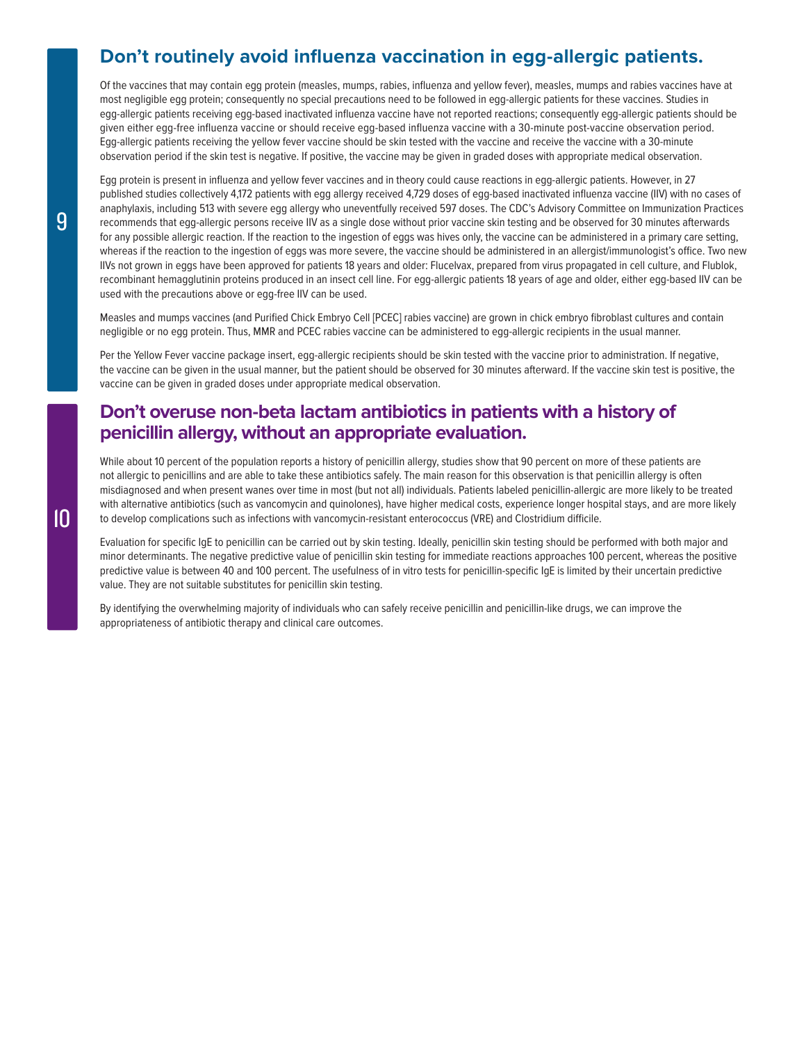## 9 Don't routinely avoid influenza vaccination in egg-allergic patients.

Of the vaccines that may contain egg protein (measles, mumps, rabies, influenza and yellow fever), measles, mumps and rabies vaccines have at most negligible egg protein; consequently no special precautions need to be followed in egg-allergic patients for these vaccines. Studies in egg-allergic patients receiving egg-based inactivated influenza vaccine have not reported reactions; consequently egg-allergic patients should be given either egg-free influenza vaccine or should receive egg-based influenza vaccine with a 30-minute post-vaccine observation period. Egg-allergic patients receiving the yellow fever vaccine should be skin tested with the vaccine and receive the vaccine with a 30-minute observation period if the skin test is negative. If positive, the vaccine may be given in graded doses with appropriate medical observation.

Egg protein is present in influenza and yellow fever vaccines and in theory could cause reactions in egg-allergic patients. However, in 27 published studies collectively 4,172 patients with egg allergy received 4,729 doses of egg-based inactivated influenza vaccine (IIV) with no cases of anaphylaxis, including 513 with severe egg allergy who uneventfully received 597 doses. The CDC's Advisory Committee on Immunization Practices recommends that egg-allergic persons receive IIV as a single dose without prior vaccine skin testing and be observed for 30 minutes afterwards for any possible allergic reaction. If the reaction to the ingestion of eggs was hives only, the vaccine can be administered in a primary care setting, whereas if the reaction to the ingestion of eggs was more severe, the vaccine should be administered in an allergist/immunologist's office. Two new IIVs not grown in eggs have been approved for patients 18 years and older: Flucelvax, prepared from virus propagated in cell culture, and Flublok, recombinant hemagglutinin proteins produced in an insect cell line. For egg-allergic patients 18 years of age and older, either egg-based IIV can be used with the precautions above or egg-free IIV can be used.

Measles and mumps vaccines (and Purified Chick Embryo Cell [PCEC] rabies vaccine) are grown in chick embryo fibroblast cultures and contain negligible or no egg protein. Thus, MMR and PCEC rabies vaccine can be administered to egg-allergic recipients in the usual manner.

Per the Yellow Fever vaccine package insert, egg-allergic recipients should be skin tested with the vaccine prior to administration. If negative, the vaccine can be given in the usual manner, but the patient should be observed for 30 minutes afterward. If the vaccine skin test is positive, the vaccine can be given in graded doses under appropriate medical observation.

## 10 Don't overuse non-beta lactam antibiotics in patients with a history of penicillin allergy, without an appropriate evaluation.

While about 10 percent of the population reports a history of penicillin allergy, studies show that 90 percent on more of these patients are not allergic to penicillins and are able to take these antibiotics safely. The main reason for this observation is that penicillin allergy is often misdiagnosed and when present wanes over time in most (but not all) individuals. Patients labeled penicillin-allergic are more likely to be treated with alternative antibiotics (such as vancomycin and quinolones), have higher medical costs, experience longer hospital stays, and are more likely to develop complications such as infections with vancomycin-resistant enterococcus (VRE) and Clostridium difficile.

Evaluation for specific IgE to penicillin can be carried out by skin testing. Ideally, penicillin skin testing should be performed with both major and minor determinants. The negative predictive value of penicillin skin testing for immediate reactions approaches 100 percent, whereas the positive predictive value is between 40 and 100 percent. The usefulness of in vitro tests for penicillin-specific IgE is limited by their uncertain predictive value. They are not suitable substitutes for penicillin skin testing.

By identifying the overwhelming majority of individuals who can safely receive penicillin and penicillin-like drugs, we can improve the appropriateness of antibiotic therapy and clinical care outcomes.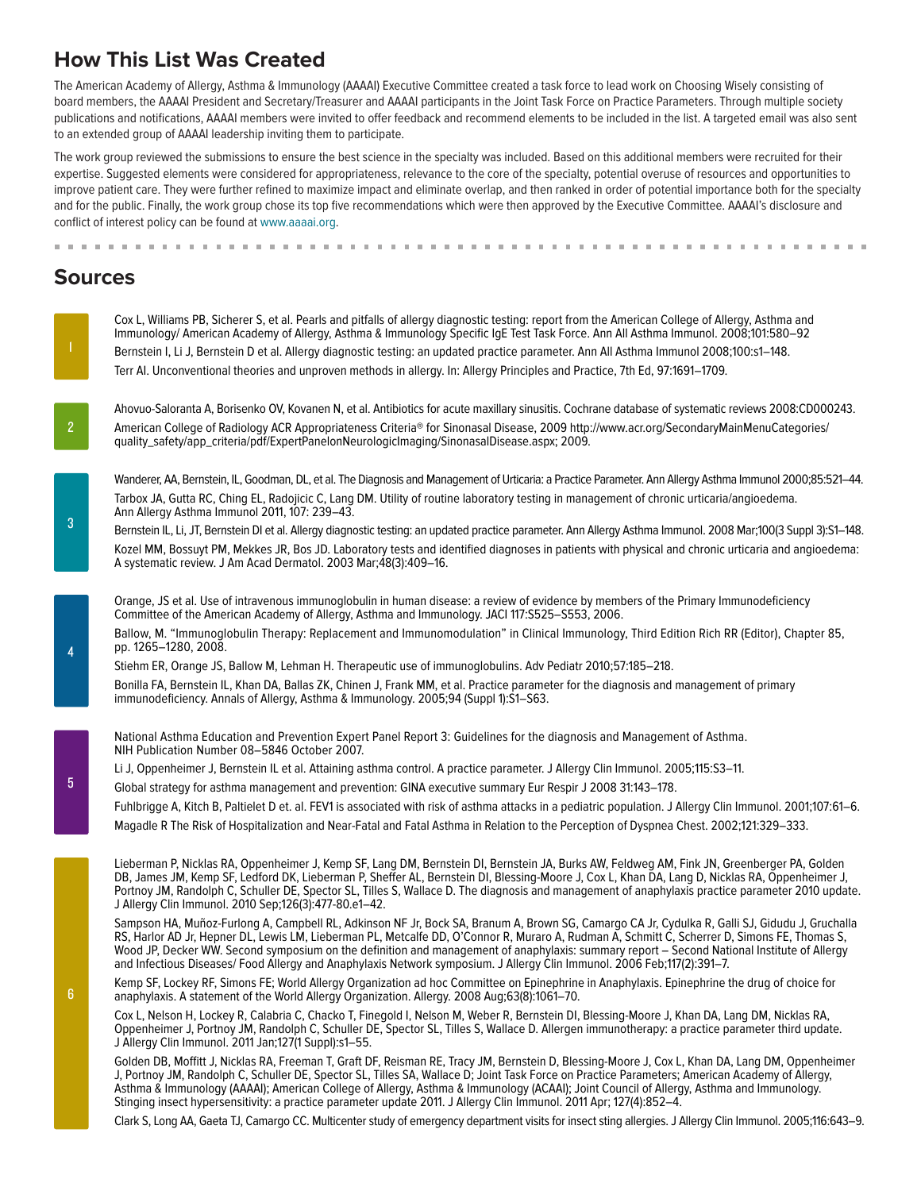## How This List Was Created

The American Academy of Allergy, Asthma & Immunology (AAAAI) Executive Committee created a task force to lead work on Choosing Wisely consisting of board members, the AAAAI President and Secretary/Treasurer and AAAAI participants in the Joint Task Force on Practice Parameters. Through multiple society publications and notifications, AAAAI members were invited to offer feedback and recommend elements to be included in the list. A targeted email was also sent to an extended group of AAAAI leadership inviting them to participate.

The work group reviewed the submissions to ensure the best science in the specialty was included. Based on this additional members were recruited for their expertise. Suggested elements were considered for appropriateness, relevance to the core of the specialty, potential overuse of resources and opportunities to improve patient care. They were further refined to maximize impact and eliminate overlap, and then ranked in order of potential importance both for the specialty and for the public. Finally, the work group chose its top five recommendations which were then approved by the Executive Committee. AAAAI's disclosure and conflict of interest policy can be found at www.aaaai.org.

## Sources

**1**

Cox L, Williams PB, Sicherer S, et al. Pearls and pitfalls of allergy diagnostic testing: report from the American College of Allergy, Asthma and Immunology/ American Academy of Allergy, Asthma & Immunology Specific IgE Test Task Force. Ann All Asthma Immunol. 2008;101:580–92

Bernstein I, Li J, Bernstein D et al. Allergy diagnostic testing: an updated practice parameter. Ann All Asthma Immunol 2008;100:s1–148.

Terr AI. Unconventional theories and unproven methods in allergy. In: Allergy Principles and Practice, 7th Ed, 97:1691–1709.

**2**

Ahovuo-Saloranta A, Borisenko OV, Kovanen N, et al. Antibiotics for acute maxillary sinusitis. Cochrane database of systematic reviews 2008:CD000243.

American College of Radiology ACR Appropriateness Criteria® for Sinonasal Disease, 2009 http://www.acr.org/SecondaryMainMenuCategories/quality_safety/app_criteria/pdf/ExpertPanelonNeurologicImaging/SinonasalDisease.aspx; 2009.

**3**

Wanderer, AA, Bernstein, IL, Goodman, DL, et al. The Diagnosis and Management of Urticaria: a Practice Parameter. Ann Allergy Asthma Immunol 2000;85:521–44.

Tarbox JA, Gutta RC, Ching EL, Radojicic C, Lang DM. Utility of routine laboratory testing in management of chronic urticaria/angioedema. Ann Allergy Asthma Immunol 2011, 107: 239–43.

Bernstein IL, Li, JT, Bernstein DI et al. Allergy diagnostic testing: an updated practice parameter. Ann Allergy Asthma Immunol. 2008 Mar;100(3 Suppl 3):S1–148.

Kozel MM, Bossuyt PM, Mekkes JR, Bos JD. Laboratory tests and identified diagnoses in patients with physical and chronic urticaria and angioedema: A systematic review. J Am Acad Dermatol. 2003 Mar;48(3):409–16.

**4**

Orange, JS et al. Use of intravenous immunoglobulin in human disease: a review of evidence by members of the Primary Immunodeficiency Committee of the American Academy of Allergy, Asthma and Immunology. JACI 117:S525–S553, 2006.

Ballow, M. "Immunoglobulin Therapy: Replacement and Immunomodulation" in Clinical Immunology, Third Edition Rich RR (Editor), Chapter 85, pp. 1265–1280, 2008.

Stiehm ER, Orange JS, Ballow M, Lehman H. Therapeutic use of immunoglobulins. Adv Pediatr 2010;57:185–218.

Bonilla FA, Bernstein IL, Khan DA, Ballas ZK, Chinen J, Frank MM, et al. Practice parameter for the diagnosis and management of primary immunodeficiency. Annals of Allergy, Asthma & Immunology. 2005;94 (Suppl 1):S1–S63.

**5**

National Asthma Education and Prevention Expert Panel Report 3: Guidelines for the diagnosis and Management of Asthma. NIH Publication Number 08–5846 October 2007.

Li J, Oppenheimer J, Bernstein IL et al. Attaining asthma control. A practice parameter. J Allergy Clin Immunol. 2005;115:S3–11.

Global strategy for asthma management and prevention: GINA executive summary Eur Respir J 2008 31:143–178.

Fuhlbrigge A, Kitch B, Paltielet D et. al. FEV1 is associated with risk of asthma attacks in a pediatric population. J Allergy Clin Immunol. 2001;107:61–6.

Magadle R The Risk of Hospitalization and Near-Fatal and Fatal Asthma in Relation to the Perception of Dyspnea Chest. 2002;121:329–333.

**6**

Lieberman P, Nicklas RA, Oppenheimer J, Kemp SF, Lang DM, Bernstein DI, Bernstein JA, Burks AW, Feldweg AM, Fink JN, Greenberger PA, Golden DB, James JM, Kemp SF, Ledford DK, Lieberman P, Sheffer AL, Bernstein DI, Blessing-Moore J, Cox L, Khan DA, Lang D, Nicklas RA, Oppenheimer J, Portnoy JM, Randolph C, Schuller DE, Spector SL, Tilles S, Wallace D. The diagnosis and management of anaphylaxis practice parameter 2010 update. J Allergy Clin Immunol. 2010 Sep;126(3):477-80.e1–42.

Sampson HA, Muñoz-Furlong A, Campbell RL, Adkinson NF Jr, Bock SA, Branum A, Brown SG, Camargo CA Jr, Cydulka R, Galli SJ, Gidudu J, Gruchalla RS, Harlor AD Jr, Hepner DL, Lewis LM, Lieberman PL, Metcalfe DD, O'Connor R, Muraro A, Rudman A, Schmitt C, Scherrer D, Simons FE, Thomas S, Wood JP, Decker WW. Second symposium on the definition and management of anaphylaxis: summary report – Second National Institute of Allergy and Infectious Diseases/ Food Allergy and Anaphylaxis Network symposium. J Allergy Clin Immunol. 2006 Feb;117(2):391–7.

Kemp SF, Lockey RF, Simons FE; World Allergy Organization ad hoc Committee on Epinephrine in Anaphylaxis. Epinephrine the drug of choice for anaphylaxis. A statement of the World Allergy Organization. Allergy. 2008 Aug;63(8):1061–70.

Cox L, Nelson H, Lockey R, Calabria C, Chacko T, Finegold I, Nelson M, Weber R, Bernstein DI, Blessing-Moore J, Khan DA, Lang DM, Nicklas RA, Oppenheimer J, Portnoy JM, Randolph C, Schuller DE, Spector SL, Tilles S, Wallace D. Allergen immunotherapy: a practice parameter third update. J Allergy Clin Immunol. 2011 Jan;127(1 Suppl):s1–55.

Golden DB, Moffitt J, Nicklas RA, Freeman T, Graft DF, Reisman RE, Tracy JM, Bernstein D, Blessing-Moore J, Cox L, Khan DA, Lang DM, Oppenheimer J, Portnoy JM, Randolph C, Schuller DE, Spector SL, Tilles SA, Wallace D; Joint Task Force on Practice Parameters; American Academy of Allergy, Asthma & Immunology (AAAAI); American College of Allergy, Asthma & Immunology (ACAAI); Joint Council of Allergy, Asthma and Immunology. Stinging insect hypersensitivity: a practice parameter update 2011. J Allergy Clin Immunol. 2011 Apr; 127(4):852–4.

Clark S, Long AA, Gaeta TJ, Camargo CC. Multicenter study of emergency department visits for insect sting allergies. J Allergy Clin Immunol. 2005;116:643–9.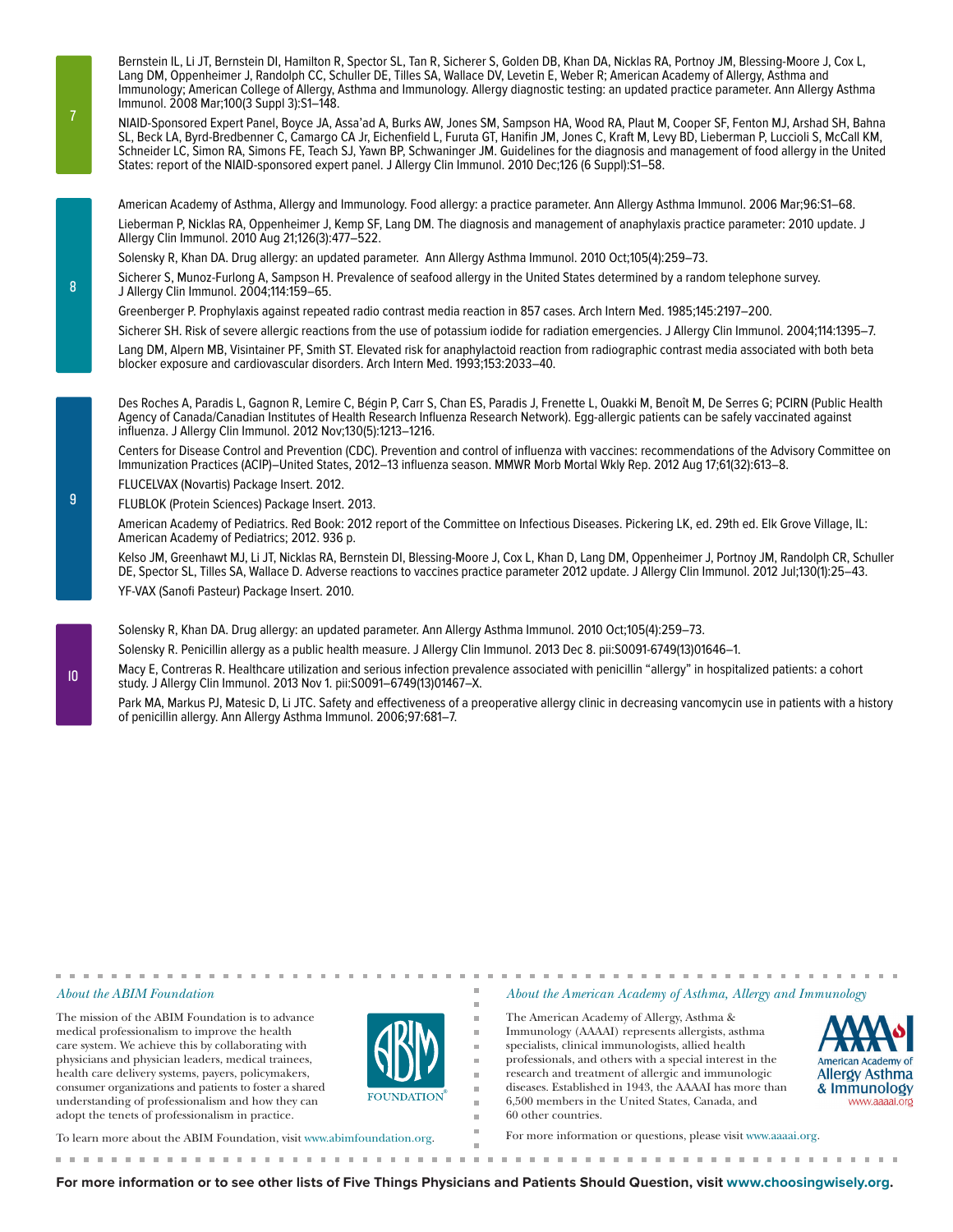**7**

Bernstein IL, Li JT, Bernstein DI, Hamilton R, Spector SL, Tan R, Sicherer S, Golden DB, Khan DA, Nicklas RA, Portnoy JM, Blessing-Moore J, Cox L, Lang DM, Oppenheimer J, Randolph CC, Schuller DE, Tilles SA, Wallace DV, Levetin E, Weber R; American Academy of Allergy, Asthma and Immunology; American College of Allergy, Asthma and Immunology. Allergy diagnostic testing: an updated practice parameter. Ann Allergy Asthma Immunol. 2008 Mar;100(3 Suppl 3):S1–148.

NIAID-Sponsored Expert Panel, Boyce JA, Assa'ad A, Burks AW, Jones SM, Sampson HA, Wood RA, Plaut M, Cooper SF, Fenton MJ, Arshad SH, Bahna SL, Beck LA, Byrd-Bredbenner C, Camargo CA Jr, Eichenfield L, Furuta GT, Hanifin JM, Jones C, Kraft M, Levy BD, Lieberman P, Luccioli S, McCall KM, Schneider LC, Simon RA, Simons FE, Teach SJ, Yawn BP, Schwaninger JM. Guidelines for the diagnosis and management of food allergy in the United States: report of the NIAID-sponsored expert panel. J Allergy Clin Immunol. 2010 Dec;126 (6 Suppl):S1–58.

**8**

American Academy of Asthma, Allergy and Immunology. Food allergy: a practice parameter. Ann Allergy Asthma Immunol. 2006 Mar;96:S1–68.

Lieberman P, Nicklas RA, Oppenheimer J, Kemp SF, Lang DM. The diagnosis and management of anaphylaxis practice parameter: 2010 update. J Allergy Clin Immunol. 2010 Aug 21;126(3):477–522.

Solensky R, Khan DA. Drug allergy: an updated parameter. Ann Allergy Asthma Immunol. 2010 Oct;105(4):259–73.

Sicherer S, Munoz-Furlong A, Sampson H. Prevalence of seafood allergy in the United States determined by a random telephone survey. J Allergy Clin Immunol. 2004;114:159–65.

Greenberger P. Prophylaxis against repeated radio contrast media reaction in 857 cases. Arch Intern Med. 1985;145:2197–200.

Sicherer SH. Risk of severe allergic reactions from the use of potassium iodide for radiation emergencies. J Allergy Clin Immunol. 2004;114:1395–7.

Lang DM, Alpern MB, Visintainer PF, Smith ST. Elevated risk for anaphylactoid reaction from radiographic contrast media associated with both beta blocker exposure and cardiovascular disorders. Arch Intern Med. 1993;153:2033–40.

**9**

Des Roches A, Paradis L, Gagnon R, Lemire C, Bégin P, Carr S, Chan ES, Paradis J, Frenette L, Ouakki M, Benoît M, De Serres G; PCIRN (Public Health Agency of Canada/Canadian Institutes of Health Research Influenza Research Network). Egg-allergic patients can be safely vaccinated against influenza. J Allergy Clin Immunol. 2012 Nov;130(5):1213–1216.

Centers for Disease Control and Prevention (CDC). Prevention and control of influenza with vaccines: recommendations of the Advisory Committee on Immunization Practices (ACIP)–United States, 2012–13 influenza season. MMWR Morb Mortal Wkly Rep. 2012 Aug 17;61(32):613–8.

FLUCELVAX (Novartis) Package Insert. 2012.

FLUBLOK (Protein Sciences) Package Insert. 2013.

American Academy of Pediatrics. Red Book: 2012 report of the Committee on Infectious Diseases. Pickering LK, ed. 29th ed. Elk Grove Village, IL: American Academy of Pediatrics; 2012. 936 p.

Kelso JM, Greenhawt MJ, Li JT, Nicklas RA, Bernstein DI, Blessing-Moore J, Cox L, Khan D, Lang DM, Oppenheimer J, Portnoy JM, Randolph CR, Schuller DE, Spector SL, Tilles SA, Wallace D. Adverse reactions to vaccines practice parameter 2012 update. J Allergy Clin Immunol. 2012 Jul;130(1):25–43.

YF-VAX (Sanofi Pasteur) Package Insert. 2010.

**10**

Solensky R, Khan DA. Drug allergy: an updated parameter. Ann Allergy Asthma Immunol. 2010 Oct;105(4):259–73.

Solensky R. Penicillin allergy as a public health measure. J Allergy Clin Immunol. 2013 Dec 8. pii:S0091-6749(13)01646–1.

Macy E, Contreras R. Healthcare utilization and serious infection prevalence associated with penicillin "allergy" in hospitalized patients: a cohort study. J Allergy Clin Immunol. 2013 Nov 1. pii:S0091–6749(13)01467–X.

Park MA, Markus PJ, Matesic D, Li JTC. Safety and effectiveness of a preoperative allergy clinic in decreasing vancomycin use in patients with a history of penicillin allergy. Ann Allergy Asthma Immunol. 2006;97:681–7.

*About the ABIM Foundation*

The mission of the ABIM Foundation is to advance medical professionalism to improve the health care system. We achieve this by collaborating with physicians and physician leaders, medical trainees, health care delivery systems, payers, policymakers, consumer organizations and patients to foster a shared understanding of professionalism and how they can adopt the tenets of professionalism in practice.

To learn more about the ABIM Foundation, visit www.abimfoundation.org.

*About the American Academy of Asthma, Allergy and Immunology*

The American Academy of Allergy, Asthma & Immunology (AAAAI) represents allergists, asthma specialists, clinical immunologists, allied health professionals, and others with a special interest in the research and treatment of allergic and immunologic diseases. Established in 1943, the AAAAI has more than 6,500 members in the United States, Canada, and 60 other countries.

For more information or questions, please visit www.aaaai.org.

**For more information or to see other lists of Five Things Physicians and Patients Should Question, visit www.choosingwisely.org.**